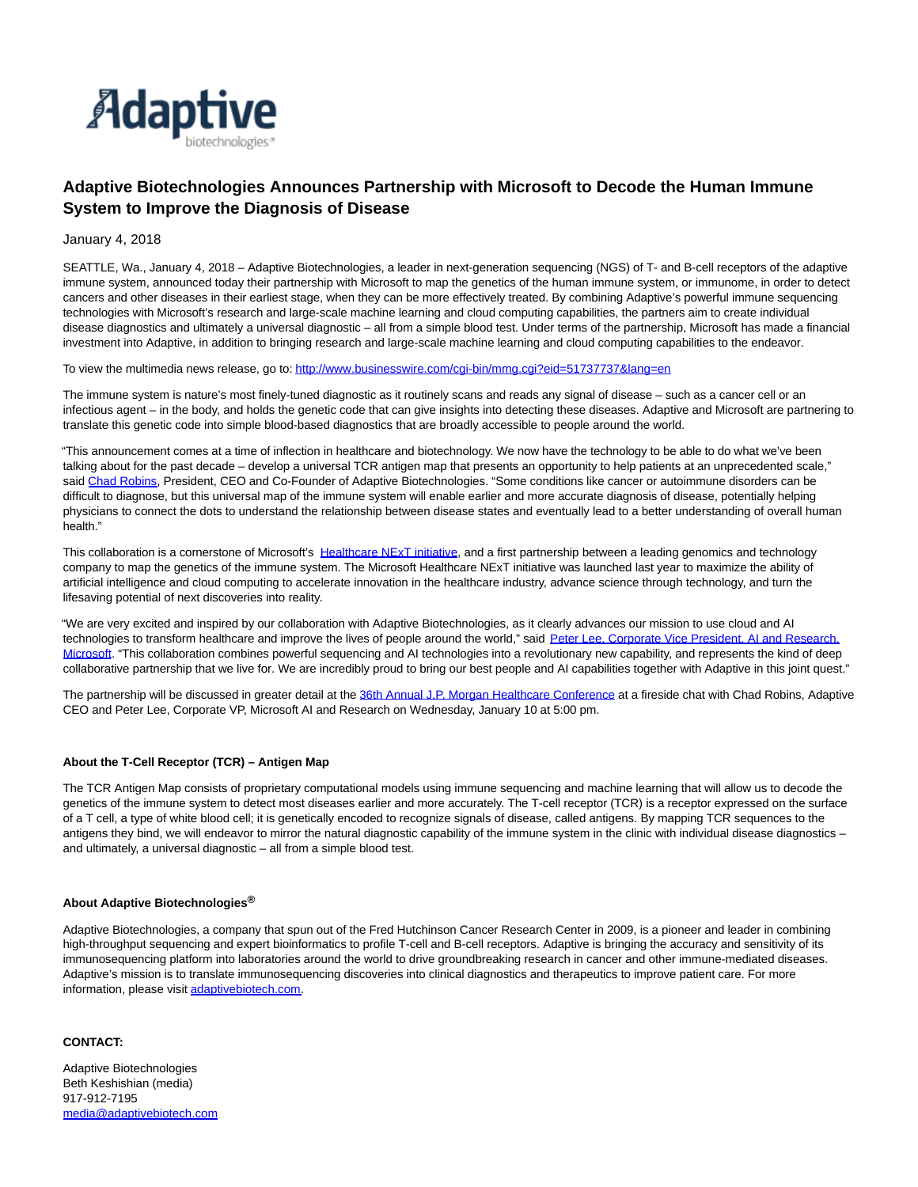# Adaptive Biotechnologies Announces Partnership with Microsoft to Decode the Human Immune System to Improve the Diagnosis of Disease

January 4, 2018

SEATTLE, Wa., January 4, 2018 – Adaptive Biotechnologies, a leader in next-generation sequencing (NGS) of T- and B-cell receptors of the adaptive immune system, announced today their partnership with Microsoft to map the genetics of the human immune system, or immunome, in order to detect cancers and other diseases in their earliest stage, when they can be more effectively treated. By combining Adaptive's powerful immune sequencing technologies with Microsoft's research and large-scale machine learning and cloud computing capabilities, the partners aim to create individual disease diagnostics and ultimately a universal diagnostic – all from a simple blood test. Under terms of the partnership, Microsoft has made a financial investment into Adaptive, in addition to bringing research and large-scale machine learning and cloud computing capabilities to the endeavor.

To view the multimedia news release, go to: http://www.businesswire.com/cgi-bin/mmg.cgi?eid=51737737&lang=en

The immune system is nature's most finely-tuned diagnostic as it routinely scans and reads any signal of disease – such as a cancer cell or an infectious agent – in the body, and holds the genetic code that can give insights into detecting these diseases. Adaptive and Microsoft are partnering to translate this genetic code into simple blood-based diagnostics that are broadly accessible to people around the world.

"This announcement comes at a time of inflection in healthcare and biotechnology. We now have the technology to be able to do what we've been talking about for the past decade – develop a universal TCR antigen map that presents an opportunity to help patients at an unprecedented scale," said Chad Robins, President, CEO and Co-Founder of Adaptive Biotechnologies. "Some conditions like cancer or autoimmune disorders can be difficult to diagnose, but this universal map of the immune system will enable earlier and more accurate diagnosis of disease, potentially helping physicians to connect the dots to understand the relationship between disease states and eventually lead to a better understanding of overall human health."

This collaboration is a cornerstone of Microsoft's Healthcare NExT initiative, and a first partnership between a leading genomics and technology company to map the genetics of the immune system. The Microsoft Healthcare NExT initiative was launched last year to maximize the ability of artificial intelligence and cloud computing to accelerate innovation in the healthcare industry, advance science through technology, and turn the lifesaving potential of next discoveries into reality.

"We are very excited and inspired by our collaboration with Adaptive Biotechnologies, as it clearly advances our mission to use cloud and AI technologies to transform healthcare and improve the lives of people around the world," said Peter Lee, Corporate Vice President, AI and Research, Microsoft. "This collaboration combines powerful sequencing and AI technologies into a revolutionary new capability, and represents the kind of deep collaborative partnership that we live for. We are incredibly proud to bring our best people and AI capabilities together with Adaptive in this joint quest."

The partnership will be discussed in greater detail at the 36th Annual J.P. Morgan Healthcare Conference at a fireside chat with Chad Robins, Adaptive CEO and Peter Lee, Corporate VP, Microsoft AI and Research on Wednesday, January 10 at 5:00 pm.

**About the T-Cell Receptor (TCR) – Antigen Map**

The TCR Antigen Map consists of proprietary computational models using immune sequencing and machine learning that will allow us to decode the genetics of the immune system to detect most diseases earlier and more accurately. The T-cell receptor (TCR) is a receptor expressed on the surface of a T cell, a type of white blood cell; it is genetically encoded to recognize signals of disease, called antigens. By mapping TCR sequences to the antigens they bind, we will endeavor to mirror the natural diagnostic capability of the immune system in the clinic with individual disease diagnostics – and ultimately, a universal diagnostic – all from a simple blood test.

**About Adaptive Biotechnologies®**

Adaptive Biotechnologies, a company that spun out of the Fred Hutchinson Cancer Research Center in 2009, is a pioneer and leader in combining high-throughput sequencing and expert bioinformatics to profile T-cell and B-cell receptors. Adaptive is bringing the accuracy and sensitivity of its immunosequencing platform into laboratories around the world to drive groundbreaking research in cancer and other immune-mediated diseases. Adaptive's mission is to translate immunosequencing discoveries into clinical diagnostics and therapeutics to improve patient care. For more information, please visit adaptivebiotech.com.

**CONTACT:**

Adaptive Biotechnologies
Beth Keshishian (media)
917-912-7195
media@adaptivebiotech.com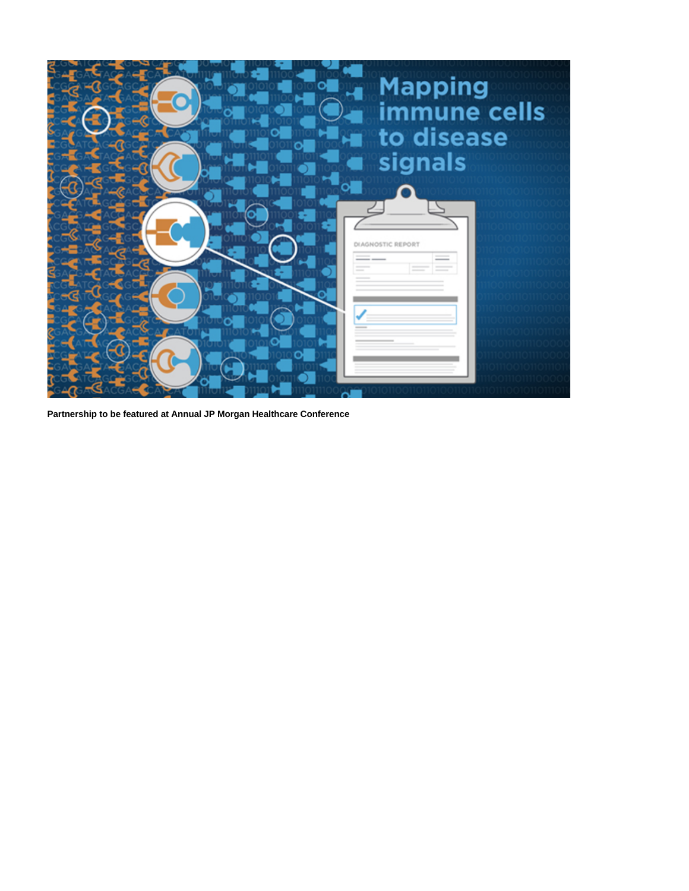**Partnership to be featured at Annual JP Morgan Healthcare Conference**